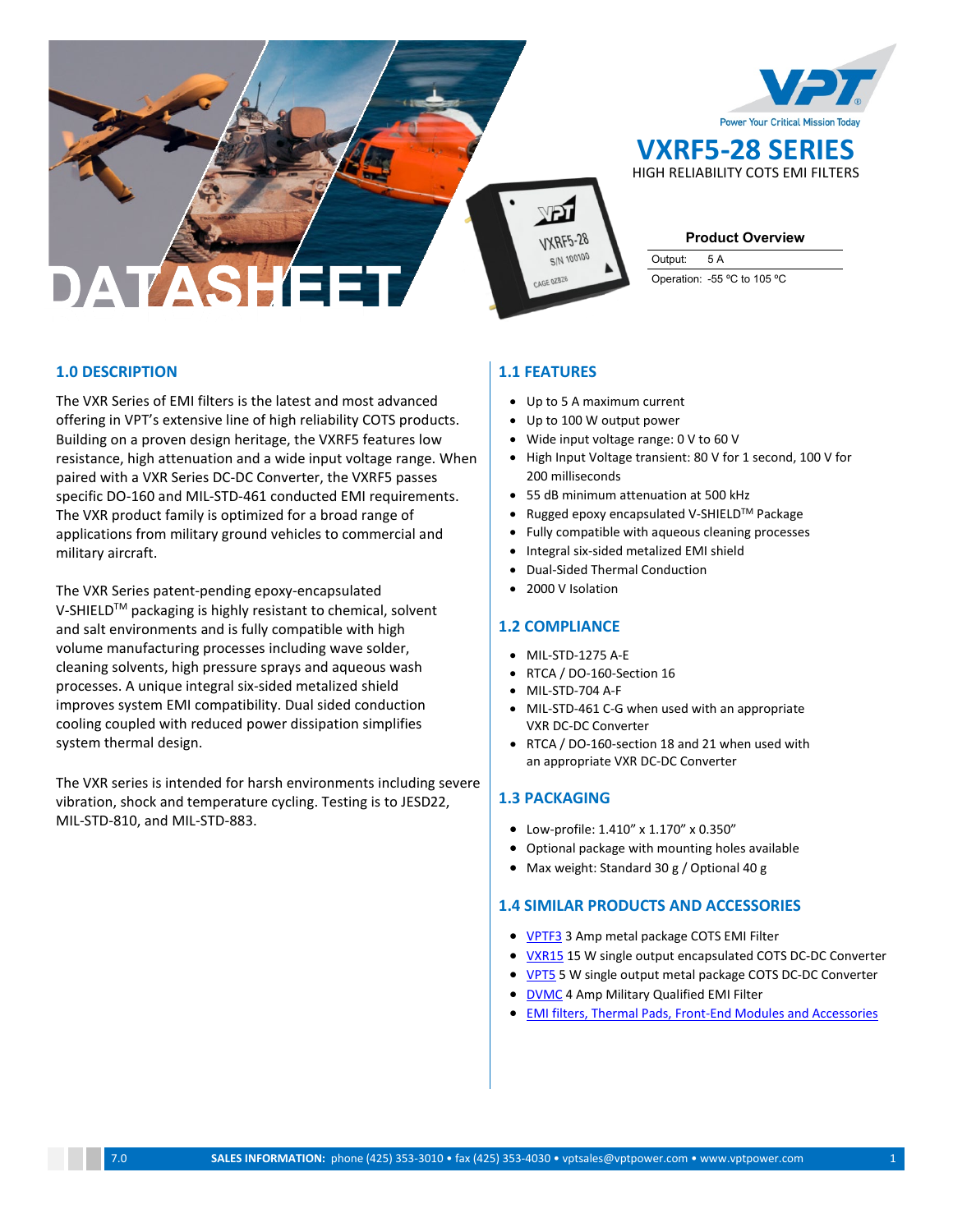# VXRF5-28 SERIES

HIGH RELIABILITY COTS EMI FILTERS

DATASHEET

**Product Overview**

| | |
|---|---|
| Output: | 5 A |
| Operation: | -55 ºC to 105 ºC |

## 1.0 DESCRIPTION

The VXR Series of EMI filters is the latest and most advanced offering in VPT's extensive line of high reliability COTS products. Building on a proven design heritage, the VXRF5 features low resistance, high attenuation and a wide input voltage range. When paired with a VXR Series DC-DC Converter, the VXRF5 passes specific DO-160 and MIL-STD-461 conducted EMI requirements. The VXR product family is optimized for a broad range of applications from military ground vehicles to commercial and military aircraft.

The VXR Series patent-pending epoxy-encapsulated V-SHIELD$^{TM}$ packaging is highly resistant to chemical, solvent and salt environments and is fully compatible with high volume manufacturing processes including wave solder, cleaning solvents, high pressure sprays and aqueous wash processes. A unique integral six-sided metalized shield improves system EMI compatibility. Dual sided conduction cooling coupled with reduced power dissipation simplifies system thermal design.

The VXR series is intended for harsh environments including severe vibration, shock and temperature cycling. Testing is to JESD22, MIL-STD-810, and MIL-STD-883.

## 1.1 FEATURES

- Up to 5 A maximum current
- Up to 100 W output power
- Wide input voltage range: 0 V to 60 V
- High Input Voltage transient: 80 V for 1 second, 100 V for 200 milliseconds
- 55 dB minimum attenuation at 500 kHz
- Rugged epoxy encapsulated V-SHIELD$^{TM}$ Package
- Fully compatible with aqueous cleaning processes
- Integral six-sided metalized EMI shield
- Dual-Sided Thermal Conduction
- 2000 V Isolation

## 1.2 COMPLIANCE

- MIL-STD-1275 A-E
- RTCA / DO-160-Section 16
- MIL-STD-704 A-F
- MIL-STD-461 C-G when used with an appropriate VXR DC-DC Converter
- RTCA / DO-160-section 18 and 21 when used with an appropriate VXR DC-DC Converter

## 1.3 PACKAGING

- Low-profile: 1.410" x 1.170" x 0.350"
- Optional package with mounting holes available
- Max weight: Standard 30 g / Optional 40 g

## 1.4 SIMILAR PRODUCTS AND ACCESSORIES

- VPTF3 3 Amp metal package COTS EMI Filter
- VXR15 15 W single output encapsulated COTS DC-DC Converter
- VPT5 5 W single output metal package COTS DC-DC Converter
- DVMC 4 Amp Military Qualified EMI Filter
- EMI filters, Thermal Pads, Front-End Modules and Accessories

7.0 **SALES INFORMATION:** phone (425) 353-3010 • fax (425) 353-4030 • vptsales@vptpower.com • www.vptpower.com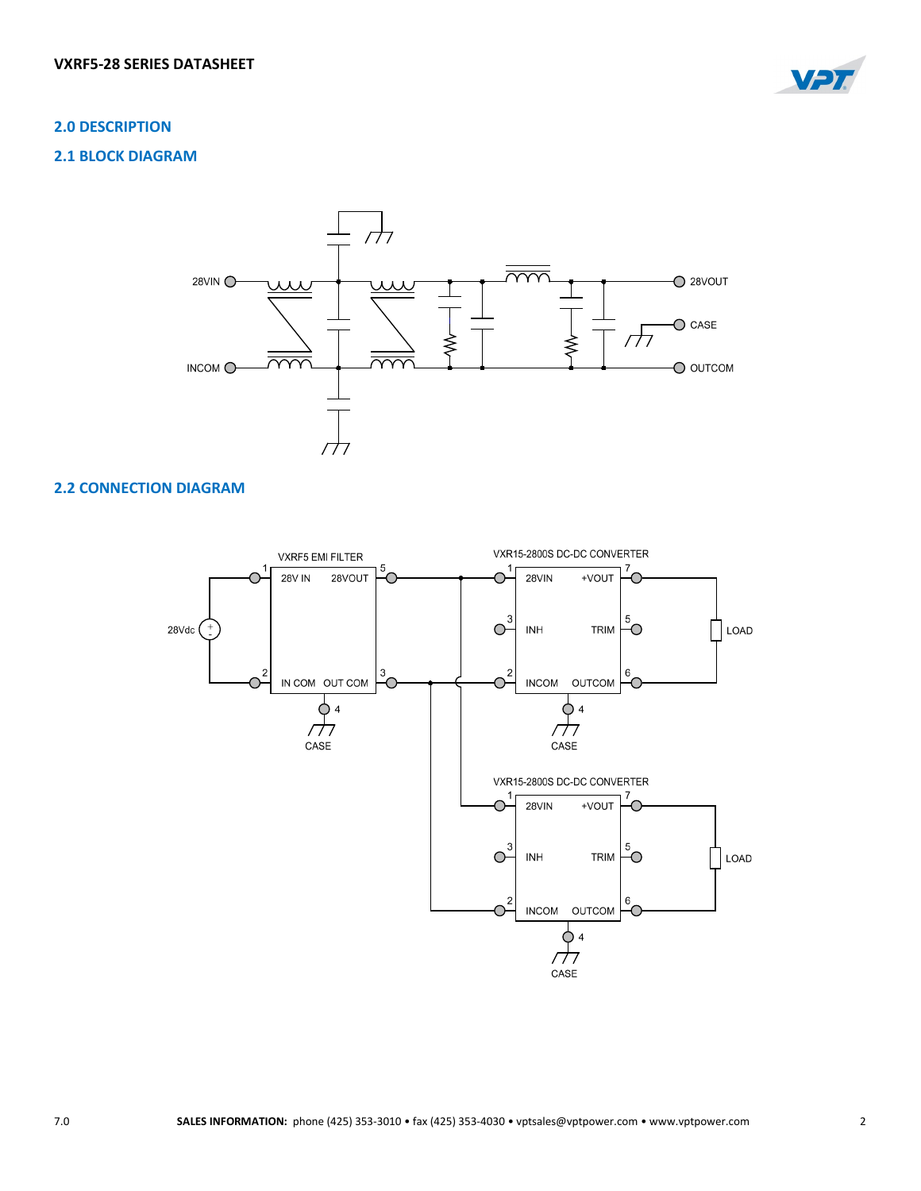## 2.0 DESCRIPTION

## 2.1 BLOCK DIAGRAM

28VIN

INCOM

28VOUT

CASE

OUTCOM

## 2.2 CONNECTION DIAGRAM

VXRF5 EMI FILTER

28V IN 28VOUT

IN COM OUT COM

28Vdc

CASE

VXR15-2800S DC-DC CONVERTER

28VIN +VOUT

INH TRIM

INCOM OUTCOM

LOAD

CASE

VXR15-2800S DC-DC CONVERTER

28VIN +VOUT

INH TRIM

INCOM OUTCOM

LOAD

CASE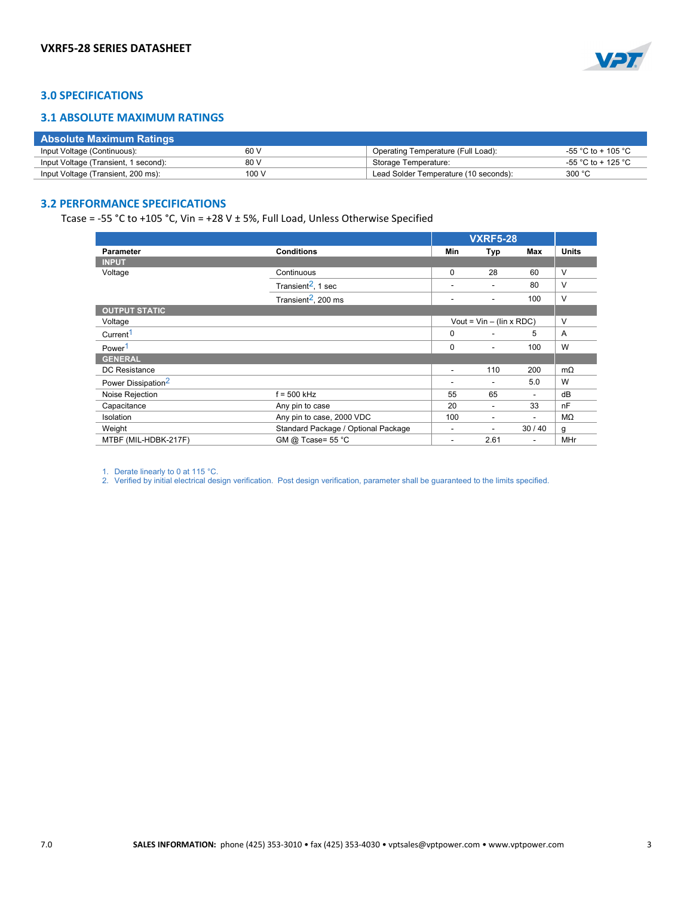## 3.0 SPECIFICATIONS

### 3.1 ABSOLUTE MAXIMUM RATINGS

| Absolute Maximum Ratings | | | |
|---|---|---|---|
| Input Voltage (Continuous): | 60 V | Operating Temperature (Full Load): | -55 °C to + 105 °C |
| Input Voltage (Transient, 1 second): | 80 V | Storage Temperature: | -55 °C to + 125 °C |
| Input Voltage (Transient, 200 ms): | 100 V | Lead Solder Temperature (10 seconds): | 300 °C |

### 3.2 PERFORMANCE SPECIFICATIONS

Tcase = -55 °C to +105 °C, Vin = +28 V ± 5%, Full Load, Unless Otherwise Specified

| | | VXRF5-28 | | | |
|---|---|---|---|---|---|
| **Parameter** | **Conditions** | **Min** | **Typ** | **Max** | **Units** |
| **INPUT** | | | | | |
| Voltage | Continuous | 0 | 28 | 60 | V |
| | Transient[2], 1 sec | - | - | 80 | V |
| | Transient[2], 200 ms | - | - | 100 | V |
| **OUTPUT STATIC** | | | | | |
| Voltage | | Vout = Vin – (Iin x RDC) | | | V |
| Current[1] | | 0 | - | 5 | A |
| Power[1] | | 0 | - | 100 | W |
| **GENERAL** | | | | | |
| DC Resistance | | - | 110 | 200 | mΩ |
| Power Dissipation[2] | | - | - | 5.0 | W |
| Noise Rejection | f = 500 kHz | 55 | 65 | - | dB |
| Capacitance | Any pin to case | 20 | - | 33 | nF |
| Isolation | Any pin to case, 2000 VDC | 100 | - | - | MΩ |
| Weight | Standard Package / Optional Package | - | - | 30 / 40 | g |
| MTBF (MIL-HDBK-217F) | GM @ Tcase= 55 °C | - | 2.61 | - | MHr |

1. Derate linearly to 0 at 115 °C.
2. Verified by initial electrical design verification. Post design verification, parameter shall be guaranteed to the limits specified.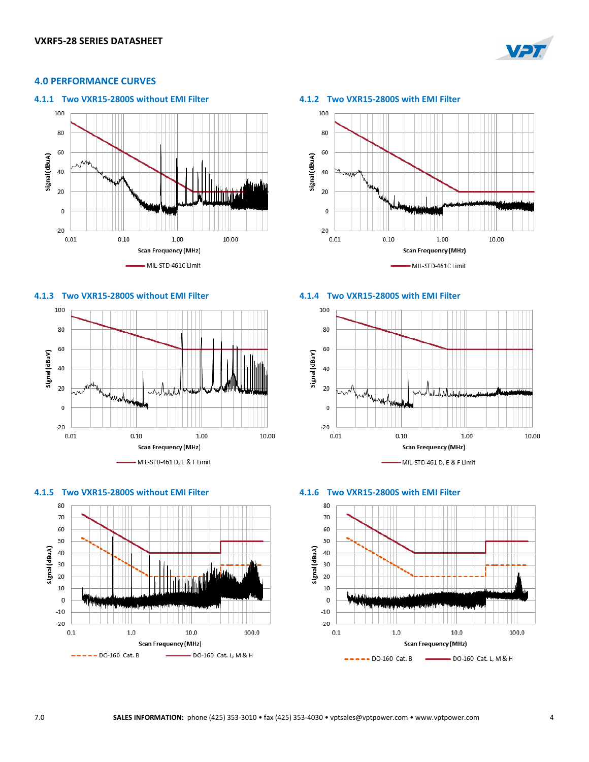## 4.0 PERFORMANCE CURVES

### 4.1.1 Two VXR15-2800S without EMI Filter

Signal (dBuA) vs. Scan Frequency (MHz)

MIL-STD-461C Limit

### 4.1.2 Two VXR15-2800S with EMI Filter

Signal (dBuA) vs. Scan Frequency (MHz)

MIL-STD-461C Limit

### 4.1.3 Two VXR15-2800S without EMI Filter

Signal (dBuV) vs. Scan Frequency (MHz)

MIL-STD-461 D, E & F Limit

### 4.1.4 Two VXR15-2800S with EMI Filter

Signal (dBuV) vs. Scan Frequency (MHz)

MIL-STD-461 D, E & F Limit

### 4.1.5 Two VXR15-2800S without EMI Filter

Signal (dBuA) vs. Scan Frequency (MHz)

DO-160 Cat. B; DO-160 Cat. L, M & H

### 4.1.6 Two VXR15-2800S with EMI Filter

Signal (dBuA) vs. Scan Frequency (MHz)

DO-160 Cat. B; DO-160 Cat. L, M & H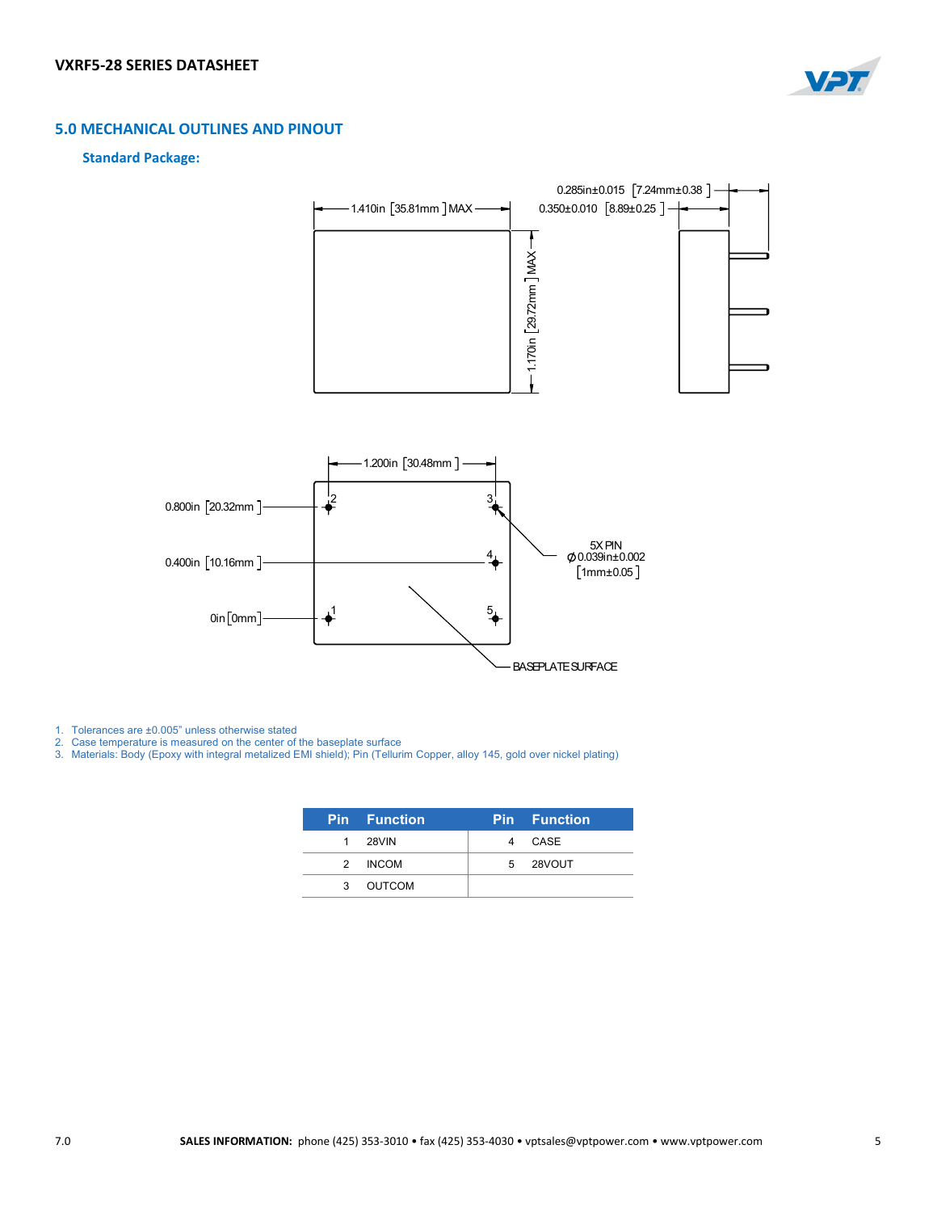## 5.0 MECHANICAL OUTLINES AND PINOUT

### Standard Package:

1.410in [35.81mm] MAX

1.170in [29.72mm] MAX

0.285in±0.015 [7.24mm±0.38]

0.350±0.010 [8.89±0.25]

1.200in [30.48mm]

0.800in [20.32mm]

0.400in [10.16mm]

0in [0mm]

5X PIN
Ø 0.039in±0.002
[1mm±0.05]

BASEPLATE SURFACE

1. Tolerances are ±0.005" unless otherwise stated
2. Case temperature is measured on the center of the baseplate surface
3. Materials: Body (Epoxy with integral metalized EMI shield); Pin (Tellurim Copper, alloy 145, gold over nickel plating)

| Pin | Function | Pin | Function |
|---|---|---|---|
| 1 | 28VIN | 4 | CASE |
| 2 | INCOM | 5 | 28VOUT |
| 3 | OUTCOM | | |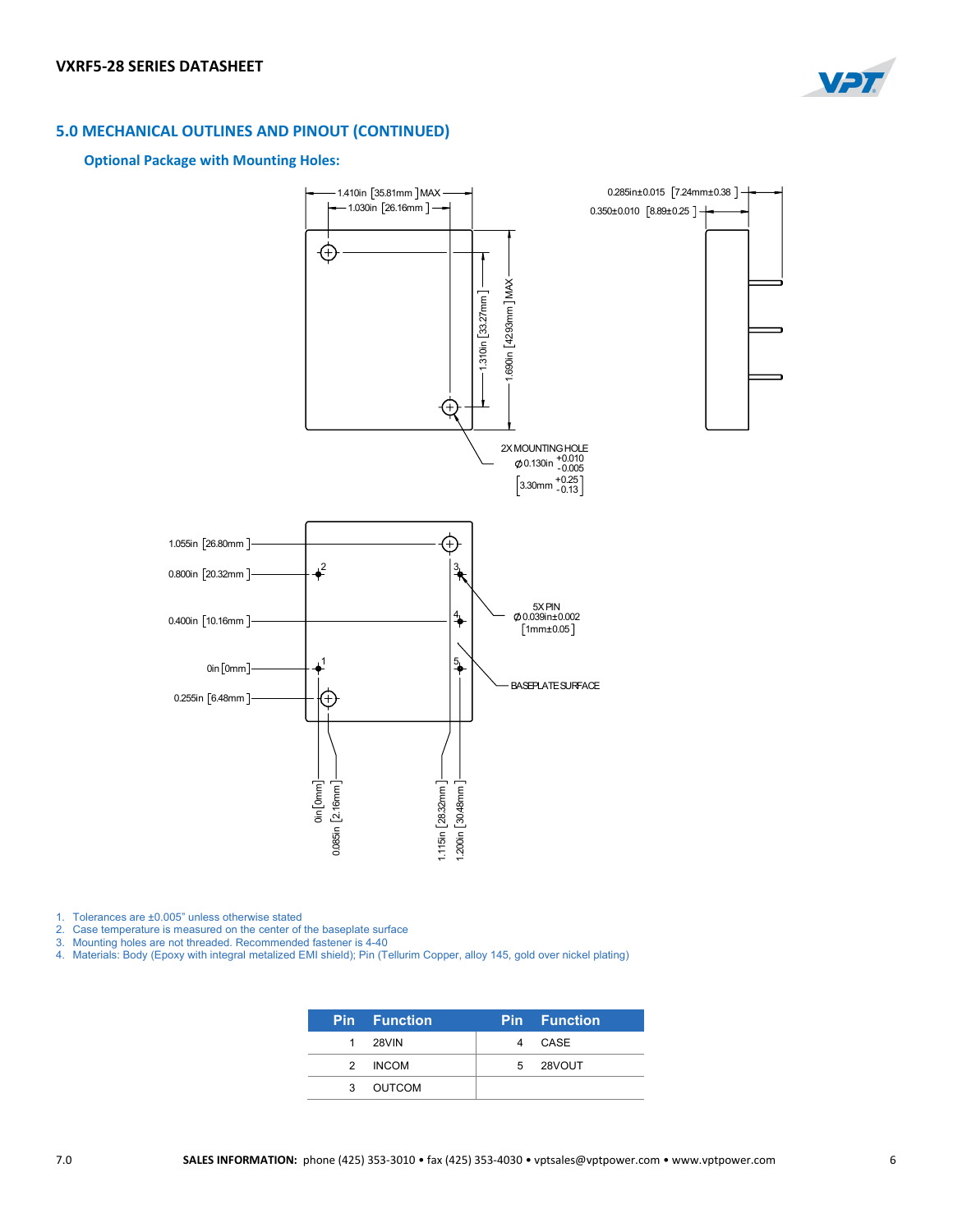## 5.0 MECHANICAL OUTLINES AND PINOUT (CONTINUED)

### Optional Package with Mounting Holes:

1.410in [35.81mm] MAX
1.030in [26.16mm]
0.285in±0.015 [7.24mm±0.38]
0.350±0.010 [8.89±0.25]
1.310in [33.27mm]
1.690in [42.93mm] MAX

2X MOUNTING HOLE
Ø 0.130in +0.010 -0.005
[3.30mm +0.25 -0.13]

1.055in [26.80mm]
0.800in [20.32mm]
0.400in [10.16mm]
0in [0mm]
0.255in [6.48mm]

5X PIN
Ø 0.039in±0.002
[1mm±0.05]

BASEPLATE SURFACE

0in [0mm]
0.085in [2.16mm]
1.115in [28.32mm]
1.200in [30.48mm]

1. Tolerances are ±0.005” unless otherwise stated
2. Case temperature is measured on the center of the baseplate surface
3. Mounting holes are not threaded. Recommended fastener is 4-40
4. Materials: Body (Epoxy with integral metalized EMI shield); Pin (Tellurim Copper, alloy 145, gold over nickel plating)

| Pin | Function | Pin | Function |
|---|---|---|---|
| 1 | 28VIN | 4 | CASE |
| 2 | INCOM | 5 | 28VOUT |
| 3 | OUTCOM | | |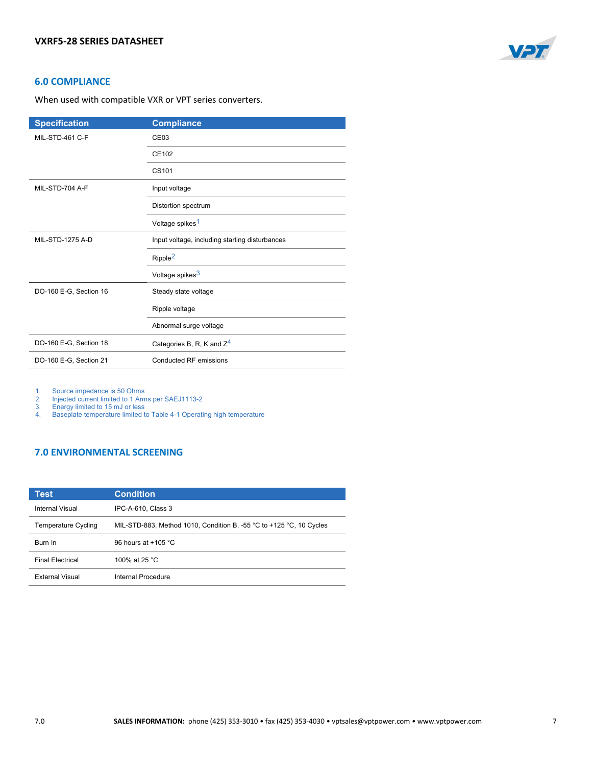## 6.0 COMPLIANCE

When used with compatible VXR or VPT series converters.

| Specification | Compliance |
|---|---|
| MIL-STD-461 C-F | CE03 |
| | CE102 |
| | CS101 |
| MIL-STD-704 A-F | Input voltage |
| | Distortion spectrum |
| | Voltage spikes[1] |
| MIL-STD-1275 A-D | Input voltage, including starting disturbances |
| | Ripple[2] |
| | Voltage spikes[3] |
| DO-160 E-G, Section 16 | Steady state voltage |
| | Ripple voltage |
| | Abnormal surge voltage |
| DO-160 E-G, Section 18 | Categories B, R, K and Z[4] |
| DO-160 E-G, Section 21 | Conducted RF emissions |

1. Source impedance is 50 Ohms
2. Injected current limited to 1 Arms per SAEJ1113-2
3. Energy limited to 15 mJ or less
4. Baseplate temperature limited to Table 4-1 Operating high temperature

## 7.0 ENVIRONMENTAL SCREENING

| Test | Condition |
|---|---|
| Internal Visual | IPC-A-610, Class 3 |
| Temperature Cycling | MIL-STD-883, Method 1010, Condition B, -55 °C to +125 °C, 10 Cycles |
| Burn In | 96 hours at +105 °C |
| Final Electrical | 100% at 25 °C |
| External Visual | Internal Procedure |

**SALES INFORMATION:** phone (425) 353-3010 • fax (425) 353-4030 • vptsales@vptpower.com • www.vptpower.com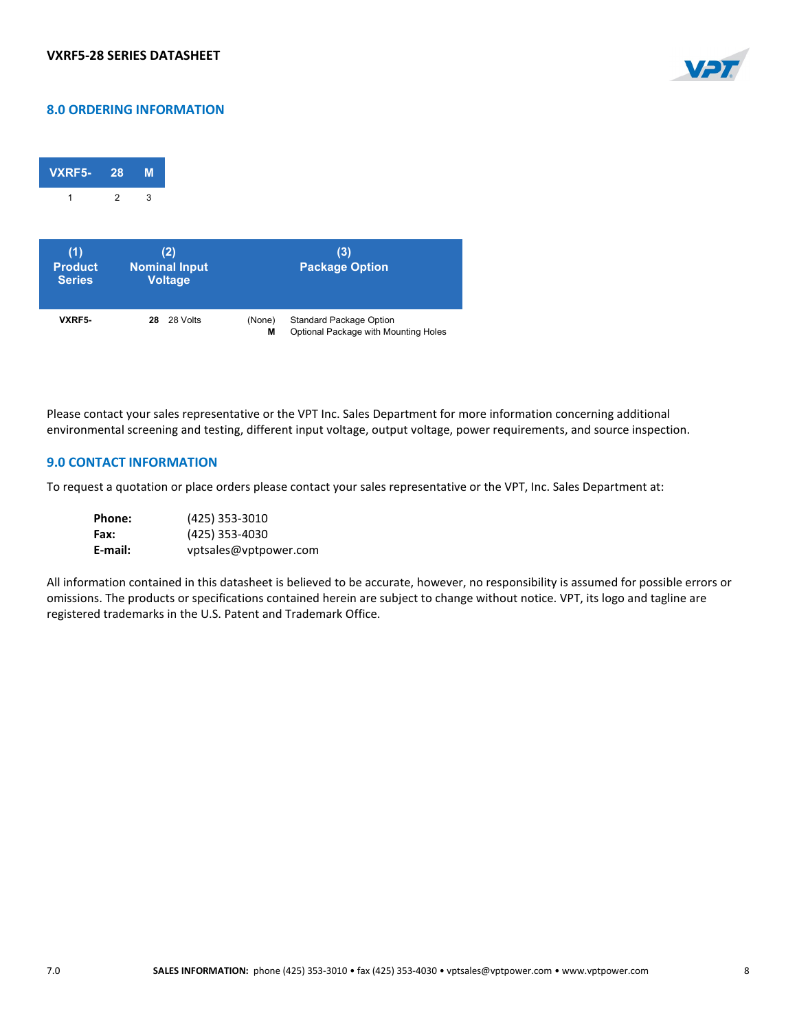## 8.0 ORDERING INFORMATION

| VXRF5- | 28 | M |
|---|---|---|
| 1 | 2 | 3 |

| (1) Product Series | (2) Nominal Input Voltage | | (3) Package Option | |
|---|---|---|---|---|
| VXRF5- | **28** | 28 Volts | (None) | Standard Package Option |
| | | | **M** | Optional Package with Mounting Holes |

Please contact your sales representative or the VPT Inc. Sales Department for more information concerning additional environmental screening and testing, different input voltage, output voltage, power requirements, and source inspection.

## 9.0 CONTACT INFORMATION

To request a quotation or place orders please contact your sales representative or the VPT, Inc. Sales Department at:

**Phone:** (425) 353-3010
**Fax:** (425) 353-4030
**E-mail:** vptsales@vptpower.com

All information contained in this datasheet is believed to be accurate, however, no responsibility is assumed for possible errors or omissions. The products or specifications contained herein are subject to change without notice. VPT, its logo and tagline are registered trademarks in the U.S. Patent and Trademark Office.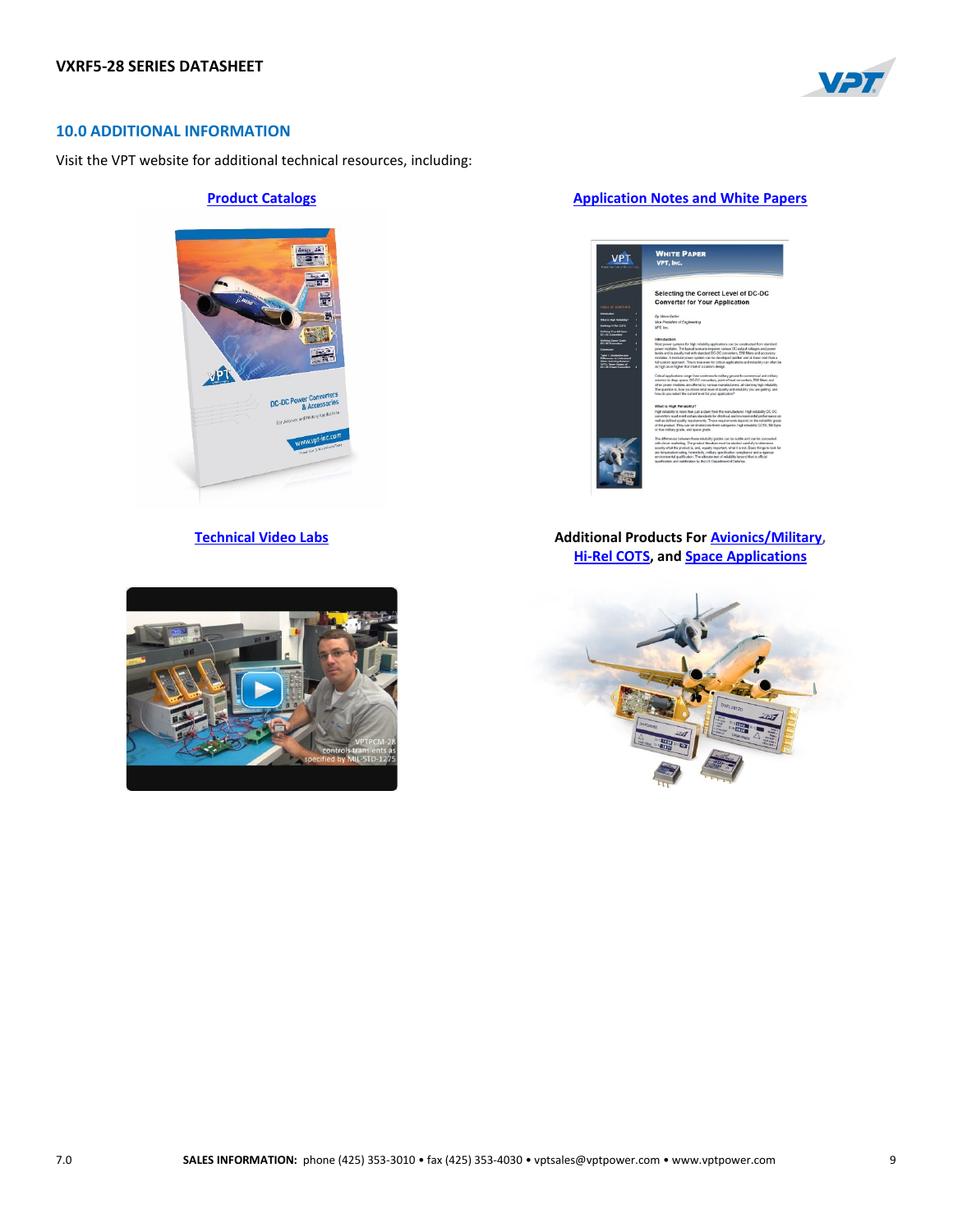## 10.0 ADDITIONAL INFORMATION

Visit the VPT website for additional technical resources, including:

Product Catalogs

Application Notes and White Papers

Technical Video Labs

Additional Products For Avionics/Military, Hi-Rel COTS, and Space Applications